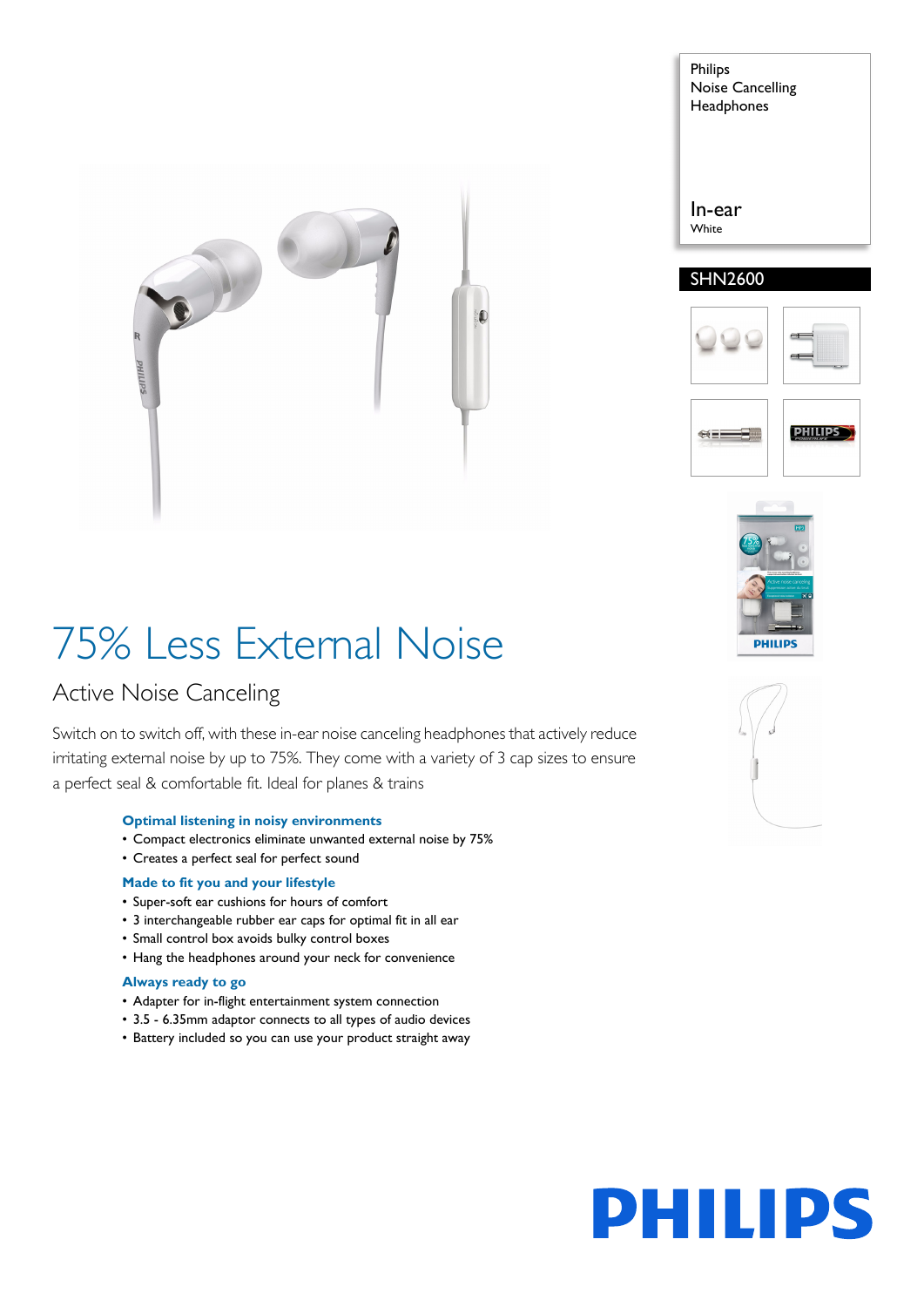Philips
Noise Cancelling
Headphones

In-ear
White

SHN2600

# 75% Less External Noise

## Active Noise Canceling

Switch on to switch off, with these in-ear noise canceling headphones that actively reduce irritating external noise by up to 75%. They come with a variety of 3 cap sizes to ensure a perfect seal & comfortable fit. Ideal for planes & trains

### Optimal listening in noisy environments
- Compact electronics eliminate unwanted external noise by 75%
- Creates a perfect seal for perfect sound

### Made to fit you and your lifestyle
- Super-soft ear cushions for hours of comfort
- 3 interchangeable rubber ear caps for optimal fit in all ear
- Small control box avoids bulky control boxes
- Hang the headphones around your neck for convenience

### Always ready to go
- Adapter for in-flight entertainment system connection
- 3.5 - 6.35mm adaptor connects to all types of audio devices
- Battery included so you can use your product straight away

PHILIPS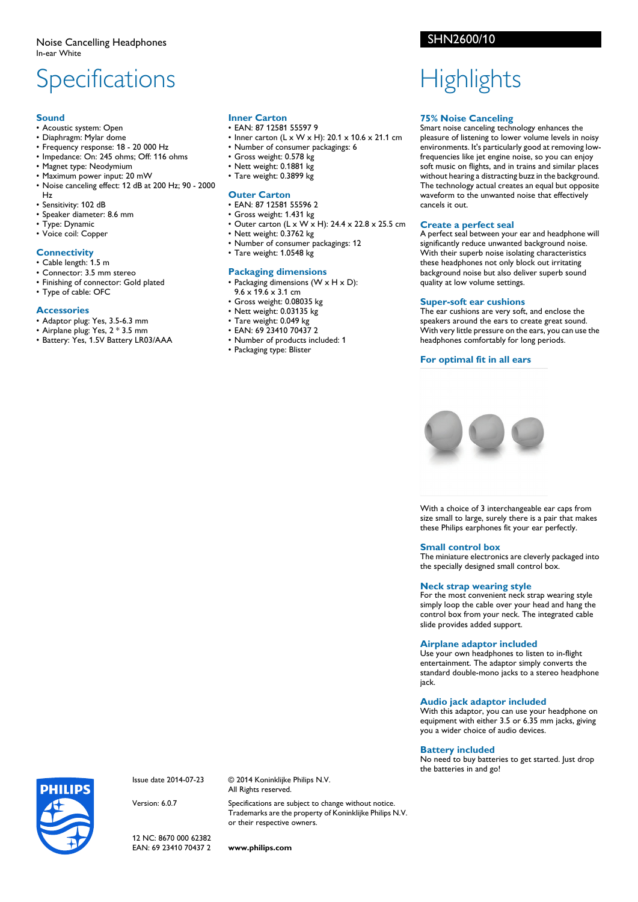Noise Cancelling Headphones
In-ear White

SHN2600/10

# Specifications

## Sound

- Acoustic system: Open
- Diaphragm: Mylar dome
- Frequency response: 18 - 20 000 Hz
- Impedance: On: 245 ohms; Off: 116 ohms
- Magnet type: Neodymium
- Maximum power input: 20 mW
- Noise canceling effect: 12 dB at 200 Hz; 90 - 2000 Hz
- Sensitivity: 102 dB
- Speaker diameter: 8.6 mm
- Type: Dynamic
- Voice coil: Copper

## Connectivity

- Cable length: 1.5 m
- Connector: 3.5 mm stereo
- Finishing of connector: Gold plated
- Type of cable: OFC

## Accessories

- Adaptor plug: Yes, 3.5-6.3 mm
- Airplane plug: Yes, 2 * 3.5 mm
- Battery: Yes, 1.5V Battery LR03/AAA

## Inner Carton

- EAN: 87 12581 55597 9
- Inner carton (L x W x H): 20.1 x 10.6 x 21.1 cm
- Number of consumer packagings: 6
- Gross weight: 0.578 kg
- Nett weight: 0.1881 kg
- Tare weight: 0.3899 kg

## Outer Carton

- EAN: 87 12581 55596 2
- Gross weight: 1.431 kg
- Outer carton (L x W x H): 24.4 x 22.8 x 25.5 cm
- Nett weight: 0.3762 kg
- Number of consumer packagings: 12
- Tare weight: 1.0548 kg

## Packaging dimensions

- Packaging dimensions (W x H x D): 9.6 x 19.6 x 3.1 cm
- Gross weight: 0.08035 kg
- Nett weight: 0.03135 kg
- Tare weight: 0.049 kg
- EAN: 69 23410 70437 2
- Number of products included: 1
- Packaging type: Blister

# Highlights

## 75% Noise Canceling

Smart noise canceling technology enhances the pleasure of listening to lower volume levels in noisy environments. It's particularly good at removing low-frequencies like jet engine noise, so you can enjoy soft music on flights, and in trains and similar places without hearing a distracting buzz in the background. The technology actual creates an equal but opposite waveform to the unwanted noise that effectively cancels it out.

## Create a perfect seal

A perfect seal between your ear and headphone will significantly reduce unwanted background noise. With their superb noise isolating characteristics these headphones not only block out irritating background noise but also deliver superb sound quality at low volume settings.

## Super-soft ear cushions

The ear cushions are very soft, and enclose the speakers around the ears to create great sound. With very little pressure on the ears, you can use the headphones comfortably for long periods.

## For optimal fit in all ears

With a choice of 3 interchangeable ear caps from size small to large, surely there is a pair that makes these Philips earphones fit your ear perfectly.

## Small control box

The miniature electronics are cleverly packaged into the specially designed small control box.

## Neck strap wearing style

For the most convenient neck strap wearing style simply loop the cable over your head and hang the control box from your neck. The integrated cable slide provides added support.

## Airplane adaptor included

Use your own headphones to listen to in-flight entertainment. The adaptor simply converts the standard double-mono jacks to a stereo headphone jack.

## Audio jack adaptor included

With this adaptor, you can use your headphone on equipment with either 3.5 or 6.35 mm jacks, giving you a wider choice of audio devices.

## Battery included

No need to buy batteries to get started. Just drop the batteries in and go!

Issue date 2014-07-23

Version: 6.0.7

12 NC: 8670 000 62382
EAN: 69 23410 70437 2

© 2014 Koninklijke Philips N.V.
All Rights reserved.

Specifications are subject to change without notice. Trademarks are the property of Koninklijke Philips N.V. or their respective owners.

www.philips.com